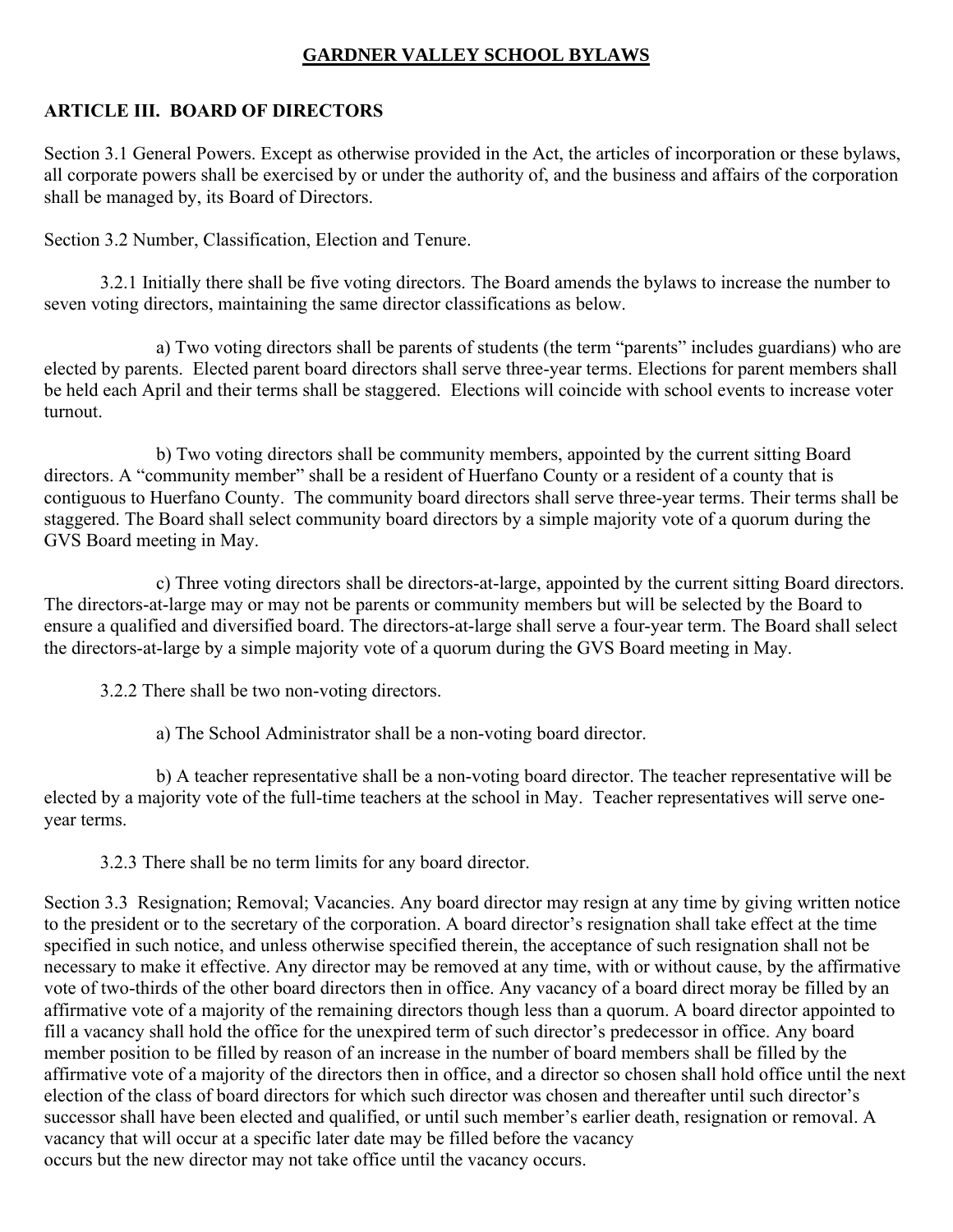# GARDNER VALLEY SCHOOL BYLAWS

## ARTICLE III. BOARD OF DIRECTORS

Section 3.1 General Powers. Except as otherwise provided in the Act, the articles of incorporation or these bylaws, all corporate powers shall be exercised by or under the authority of, and the business and affairs of the corporation shall be managed by, its Board of Directors.

Section 3.2 Number, Classification, Election and Tenure.

3.2.1 Initially there shall be five voting directors. The Board amends the bylaws to increase the number to seven voting directors, maintaining the same director classifications as below.

a) Two voting directors shall be parents of students (the term "parents" includes guardians) who are elected by parents. Elected parent board directors shall serve three-year terms. Elections for parent members shall be held each April and their terms shall be staggered. Elections will coincide with school events to increase voter turnout.

b) Two voting directors shall be community members, appointed by the current sitting Board directors. A "community member" shall be a resident of Huerfano County or a resident of a county that is contiguous to Huerfano County. The community board directors shall serve three-year terms. Their terms shall be staggered. The Board shall select community board directors by a simple majority vote of a quorum during the GVS Board meeting in May.

c) Three voting directors shall be directors-at-large, appointed by the current sitting Board directors. The directors-at-large may or may not be parents or community members but will be selected by the Board to ensure a qualified and diversified board. The directors-at-large shall serve a four-year term. The Board shall select the directors-at-large by a simple majority vote of a quorum during the GVS Board meeting in May.

3.2.2 There shall be two non-voting directors.

a) The School Administrator shall be a non-voting board director.

b) A teacher representative shall be a non-voting board director. The teacher representative will be elected by a majority vote of the full-time teachers at the school in May. Teacher representatives will serve one-year terms.

3.2.3 There shall be no term limits for any board director.

Section 3.3 Resignation; Removal; Vacancies. Any board director may resign at any time by giving written notice to the president or to the secretary of the corporation. A board director's resignation shall take effect at the time specified in such notice, and unless otherwise specified therein, the acceptance of such resignation shall not be necessary to make it effective. Any director may be removed at any time, with or without cause, by the affirmative vote of two-thirds of the other board directors then in office. Any vacancy of a board direct moray be filled by an affirmative vote of a majority of the remaining directors though less than a quorum. A board director appointed to fill a vacancy shall hold the office for the unexpired term of such director's predecessor in office. Any board member position to be filled by reason of an increase in the number of board members shall be filled by the affirmative vote of a majority of the directors then in office, and a director so chosen shall hold office until the next election of the class of board directors for which such director was chosen and thereafter until such director's successor shall have been elected and qualified, or until such member's earlier death, resignation or removal. A vacancy that will occur at a specific later date may be filled before the vacancy occurs but the new director may not take office until the vacancy occurs.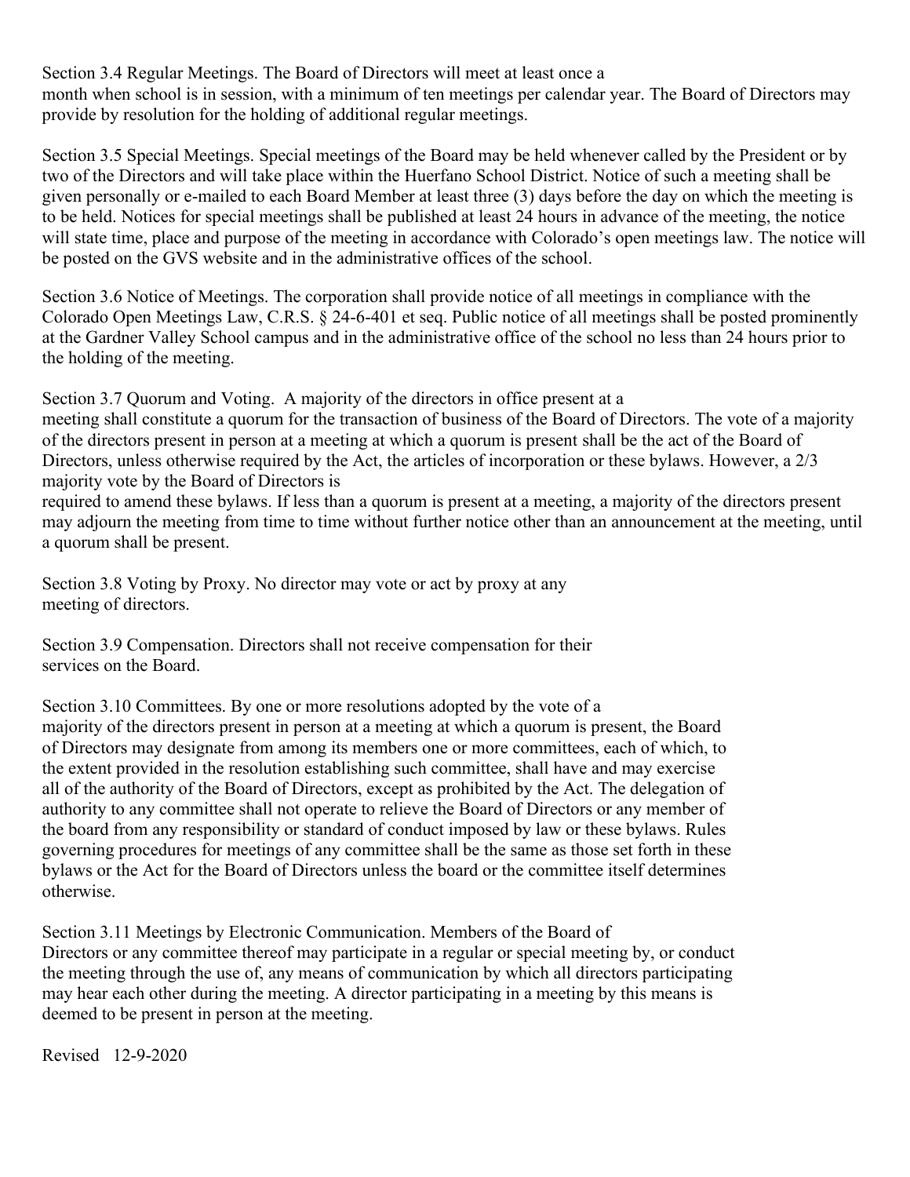Section 3.4 Regular Meetings. The Board of Directors will meet at least once a month when school is in session, with a minimum of ten meetings per calendar year. The Board of Directors may provide by resolution for the holding of additional regular meetings.

Section 3.5 Special Meetings. Special meetings of the Board may be held whenever called by the President or by two of the Directors and will take place within the Huerfano School District. Notice of such a meeting shall be given personally or e-mailed to each Board Member at least three (3) days before the day on which the meeting is to be held. Notices for special meetings shall be published at least 24 hours in advance of the meeting, the notice will state time, place and purpose of the meeting in accordance with Colorado's open meetings law. The notice will be posted on the GVS website and in the administrative offices of the school.

Section 3.6 Notice of Meetings. The corporation shall provide notice of all meetings in compliance with the Colorado Open Meetings Law, C.R.S. § 24-6-401 et seq. Public notice of all meetings shall be posted prominently at the Gardner Valley School campus and in the administrative office of the school no less than 24 hours prior to the holding of the meeting.

Section 3.7 Quorum and Voting. A majority of the directors in office present at a meeting shall constitute a quorum for the transaction of business of the Board of Directors. The vote of a majority of the directors present in person at a meeting at which a quorum is present shall be the act of the Board of Directors, unless otherwise required by the Act, the articles of incorporation or these bylaws. However, a 2/3 majority vote by the Board of Directors is required to amend these bylaws. If less than a quorum is present at a meeting, a majority of the directors present may adjourn the meeting from time to time without further notice other than an announcement at the meeting, until a quorum shall be present.

Section 3.8 Voting by Proxy. No director may vote or act by proxy at any meeting of directors.

Section 3.9 Compensation. Directors shall not receive compensation for their services on the Board.

Section 3.10 Committees. By one or more resolutions adopted by the vote of a majority of the directors present in person at a meeting at which a quorum is present, the Board of Directors may designate from among its members one or more committees, each of which, to the extent provided in the resolution establishing such committee, shall have and may exercise all of the authority of the Board of Directors, except as prohibited by the Act. The delegation of authority to any committee shall not operate to relieve the Board of Directors or any member of the board from any responsibility or standard of conduct imposed by law or these bylaws. Rules governing procedures for meetings of any committee shall be the same as those set forth in these bylaws or the Act for the Board of Directors unless the board or the committee itself determines otherwise.

Section 3.11 Meetings by Electronic Communication. Members of the Board of Directors or any committee thereof may participate in a regular or special meeting by, or conduct the meeting through the use of, any means of communication by which all directors participating may hear each other during the meeting. A director participating in a meeting by this means is deemed to be present in person at the meeting.

Revised 12-9-2020